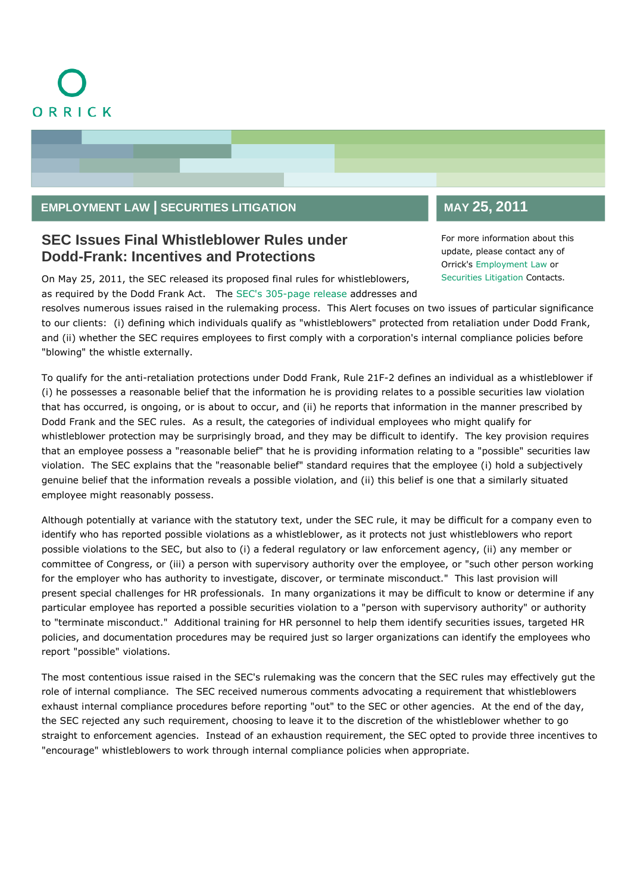ORRICK

**EMPLOYMENT LAW | SECURITIES LITIGATION**

**MAY 25, 2011**

For more information about this update, please contact any of Orrick's Employment Law or Securities Litigation Contacts.

## SEC Issues Final Whistleblower Rules under Dodd-Frank: Incentives and Protections

On May 25, 2011, the SEC released its proposed final rules for whistleblowers, as required by the Dodd Frank Act. The SEC's 305-page release addresses and resolves numerous issues raised in the rulemaking process. This Alert focuses on two issues of particular significance to our clients: (i) defining which individuals qualify as "whistleblowers" protected from retaliation under Dodd Frank, and (ii) whether the SEC requires employees to first comply with a corporation's internal compliance policies before "blowing" the whistle externally.

To qualify for the anti-retaliation protections under Dodd Frank, Rule 21F-2 defines an individual as a whistleblower if (i) he possesses a reasonable belief that the information he is providing relates to a possible securities law violation that has occurred, is ongoing, or is about to occur, and (ii) he reports that information in the manner prescribed by Dodd Frank and the SEC rules. As a result, the categories of individual employees who might qualify for whistleblower protection may be surprisingly broad, and they may be difficult to identify. The key provision requires that an employee possess a "reasonable belief" that he is providing information relating to a "possible" securities law violation. The SEC explains that the "reasonable belief" standard requires that the employee (i) hold a subjectively genuine belief that the information reveals a possible violation, and (ii) this belief is one that a similarly situated employee might reasonably possess.

Although potentially at variance with the statutory text, under the SEC rule, it may be difficult for a company even to identify who has reported possible violations as a whistleblower, as it protects not just whistleblowers who report possible violations to the SEC, but also to (i) a federal regulatory or law enforcement agency, (ii) any member or committee of Congress, or (iii) a person with supervisory authority over the employee, or "such other person working for the employer who has authority to investigate, discover, or terminate misconduct." This last provision will present special challenges for HR professionals. In many organizations it may be difficult to know or determine if any particular employee has reported a possible securities violation to a "person with supervisory authority" or authority to "terminate misconduct." Additional training for HR personnel to help them identify securities issues, targeted HR policies, and documentation procedures may be required just so larger organizations can identify the employees who report "possible" violations.

The most contentious issue raised in the SEC's rulemaking was the concern that the SEC rules may effectively gut the role of internal compliance. The SEC received numerous comments advocating a requirement that whistleblowers exhaust internal compliance procedures before reporting "out" to the SEC or other agencies. At the end of the day, the SEC rejected any such requirement, choosing to leave it to the discretion of the whistleblower whether to go straight to enforcement agencies. Instead of an exhaustion requirement, the SEC opted to provide three incentives to "encourage" whistleblowers to work through internal compliance policies when appropriate.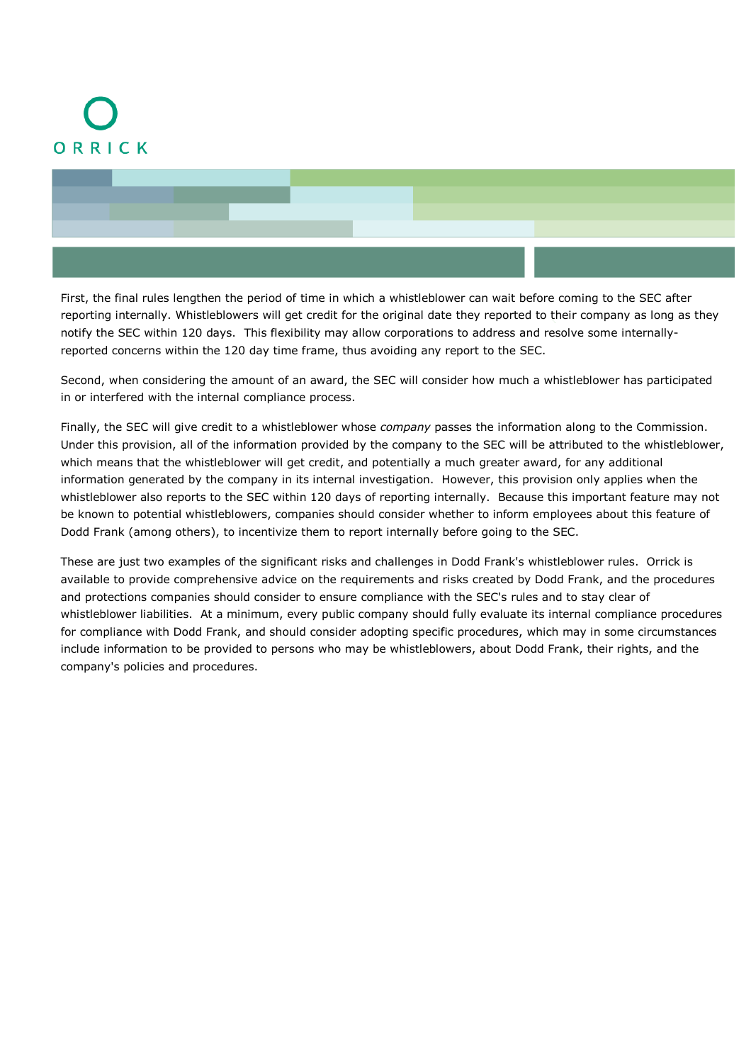First, the final rules lengthen the period of time in which a whistleblower can wait before coming to the SEC after reporting internally. Whistleblowers will get credit for the original date they reported to their company as long as they notify the SEC within 120 days. This flexibility may allow corporations to address and resolve some internally-reported concerns within the 120 day time frame, thus avoiding any report to the SEC.

Second, when considering the amount of an award, the SEC will consider how much a whistleblower has participated in or interfered with the internal compliance process.

Finally, the SEC will give credit to a whistleblower whose *company* passes the information along to the Commission. Under this provision, all of the information provided by the company to the SEC will be attributed to the whistleblower, which means that the whistleblower will get credit, and potentially a much greater award, for any additional information generated by the company in its internal investigation. However, this provision only applies when the whistleblower also reports to the SEC within 120 days of reporting internally. Because this important feature may not be known to potential whistleblowers, companies should consider whether to inform employees about this feature of Dodd Frank (among others), to incentivize them to report internally before going to the SEC.

These are just two examples of the significant risks and challenges in Dodd Frank's whistleblower rules. Orrick is available to provide comprehensive advice on the requirements and risks created by Dodd Frank, and the procedures and protections companies should consider to ensure compliance with the SEC's rules and to stay clear of whistleblower liabilities. At a minimum, every public company should fully evaluate its internal compliance procedures for compliance with Dodd Frank, and should consider adopting specific procedures, which may in some circumstances include information to be provided to persons who may be whistleblowers, about Dodd Frank, their rights, and the company's policies and procedures.